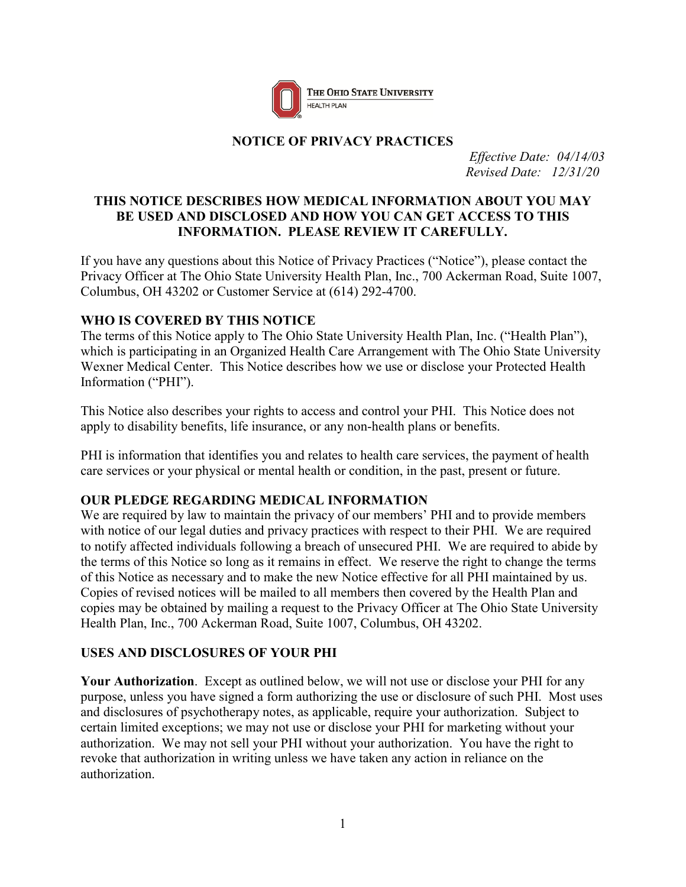THE OHIO STATE UNIVERSITY
HEALTH PLAN

# NOTICE OF PRIVACY PRACTICES

*Effective Date: 04/14/03*
*Revised Date: 12/31/20*

## THIS NOTICE DESCRIBES HOW MEDICAL INFORMATION ABOUT YOU MAY BE USED AND DISCLOSED AND HOW YOU CAN GET ACCESS TO THIS INFORMATION. PLEASE REVIEW IT CAREFULLY.

If you have any questions about this Notice of Privacy Practices ("Notice"), please contact the Privacy Officer at The Ohio State University Health Plan, Inc., 700 Ackerman Road, Suite 1007, Columbus, OH 43202 or Customer Service at (614) 292-4700.

### WHO IS COVERED BY THIS NOTICE

The terms of this Notice apply to The Ohio State University Health Plan, Inc. ("Health Plan"), which is participating in an Organized Health Care Arrangement with The Ohio State University Wexner Medical Center. This Notice describes how we use or disclose your Protected Health Information ("PHI").

This Notice also describes your rights to access and control your PHI. This Notice does not apply to disability benefits, life insurance, or any non-health plans or benefits.

PHI is information that identifies you and relates to health care services, the payment of health care services or your physical or mental health or condition, in the past, present or future.

### OUR PLEDGE REGARDING MEDICAL INFORMATION

We are required by law to maintain the privacy of our members' PHI and to provide members with notice of our legal duties and privacy practices with respect to their PHI. We are required to notify affected individuals following a breach of unsecured PHI. We are required to abide by the terms of this Notice so long as it remains in effect. We reserve the right to change the terms of this Notice as necessary and to make the new Notice effective for all PHI maintained by us. Copies of revised notices will be mailed to all members then covered by the Health Plan and copies may be obtained by mailing a request to the Privacy Officer at The Ohio State University Health Plan, Inc., 700 Ackerman Road, Suite 1007, Columbus, OH 43202.

### USES AND DISCLOSURES OF YOUR PHI

**Your Authorization**. Except as outlined below, we will not use or disclose your PHI for any purpose, unless you have signed a form authorizing the use or disclosure of such PHI. Most uses and disclosures of psychotherapy notes, as applicable, require your authorization. Subject to certain limited exceptions; we may not use or disclose your PHI for marketing without your authorization. We may not sell your PHI without your authorization. You have the right to revoke that authorization in writing unless we have taken any action in reliance on the authorization.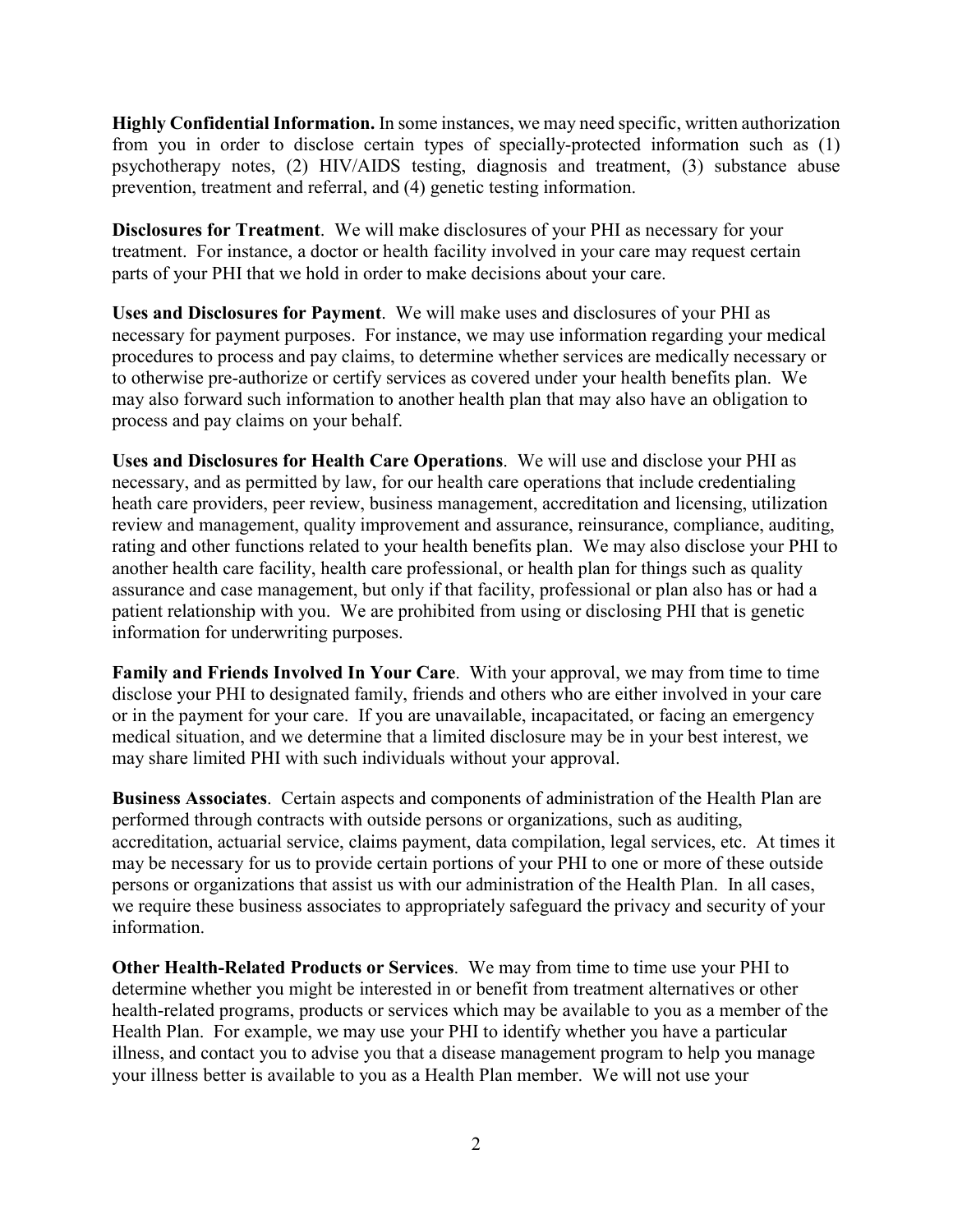**Highly Confidential Information.** In some instances, we may need specific, written authorization from you in order to disclose certain types of specially-protected information such as (1) psychotherapy notes, (2) HIV/AIDS testing, diagnosis and treatment, (3) substance abuse prevention, treatment and referral, and (4) genetic testing information.

**Disclosures for Treatment**. We will make disclosures of your PHI as necessary for your treatment. For instance, a doctor or health facility involved in your care may request certain parts of your PHI that we hold in order to make decisions about your care.

**Uses and Disclosures for Payment**. We will make uses and disclosures of your PHI as necessary for payment purposes. For instance, we may use information regarding your medical procedures to process and pay claims, to determine whether services are medically necessary or to otherwise pre-authorize or certify services as covered under your health benefits plan. We may also forward such information to another health plan that may also have an obligation to process and pay claims on your behalf.

**Uses and Disclosures for Health Care Operations**. We will use and disclose your PHI as necessary, and as permitted by law, for our health care operations that include credentialing heath care providers, peer review, business management, accreditation and licensing, utilization review and management, quality improvement and assurance, reinsurance, compliance, auditing, rating and other functions related to your health benefits plan. We may also disclose your PHI to another health care facility, health care professional, or health plan for things such as quality assurance and case management, but only if that facility, professional or plan also has or had a patient relationship with you. We are prohibited from using or disclosing PHI that is genetic information for underwriting purposes.

**Family and Friends Involved In Your Care**. With your approval, we may from time to time disclose your PHI to designated family, friends and others who are either involved in your care or in the payment for your care. If you are unavailable, incapacitated, or facing an emergency medical situation, and we determine that a limited disclosure may be in your best interest, we may share limited PHI with such individuals without your approval.

**Business Associates**. Certain aspects and components of administration of the Health Plan are performed through contracts with outside persons or organizations, such as auditing, accreditation, actuarial service, claims payment, data compilation, legal services, etc. At times it may be necessary for us to provide certain portions of your PHI to one or more of these outside persons or organizations that assist us with our administration of the Health Plan. In all cases, we require these business associates to appropriately safeguard the privacy and security of your information.

**Other Health-Related Products or Services**. We may from time to time use your PHI to determine whether you might be interested in or benefit from treatment alternatives or other health-related programs, products or services which may be available to you as a member of the Health Plan. For example, we may use your PHI to identify whether you have a particular illness, and contact you to advise you that a disease management program to help you manage your illness better is available to you as a Health Plan member. We will not use your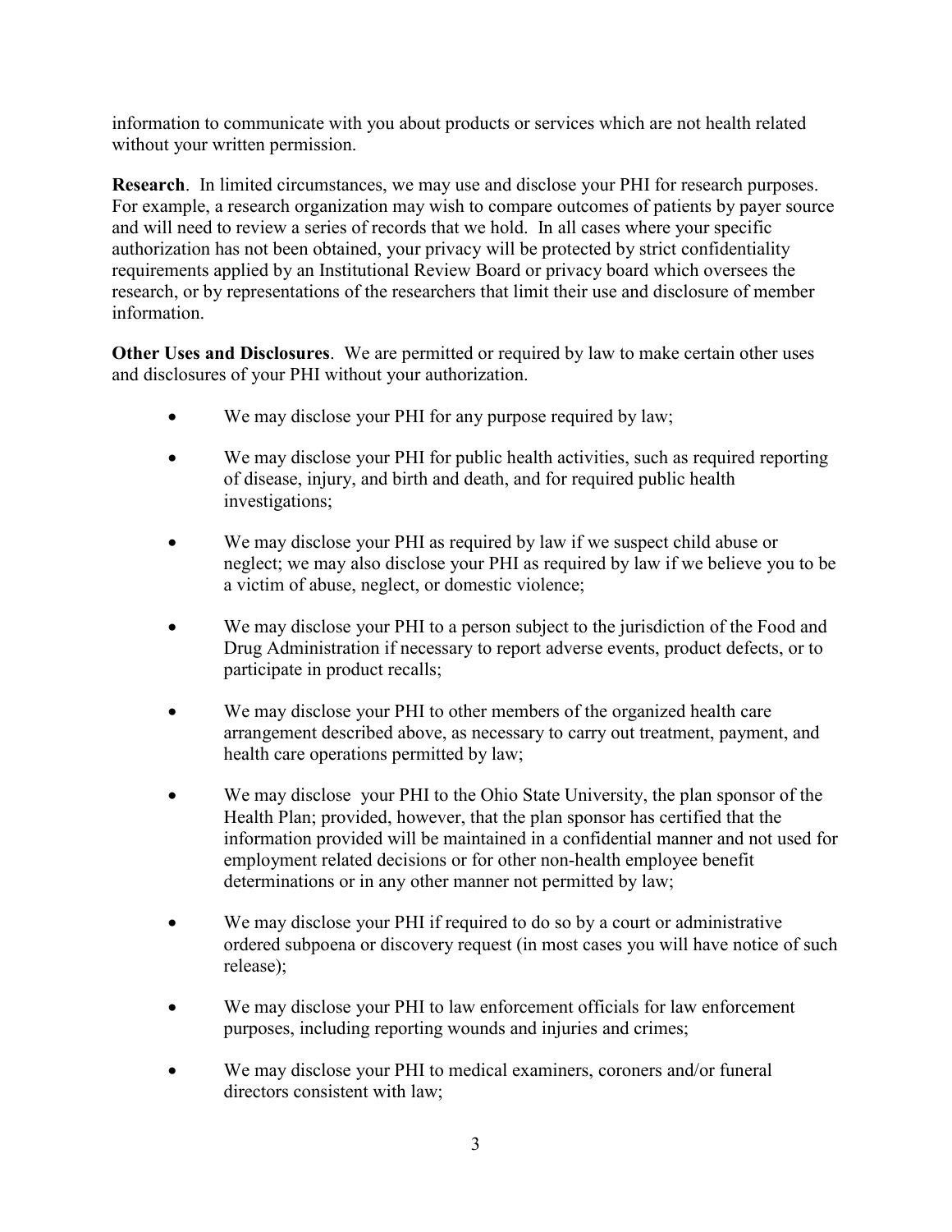information to communicate with you about products or services which are not health related without your written permission.

**Research**. In limited circumstances, we may use and disclose your PHI for research purposes. For example, a research organization may wish to compare outcomes of patients by payer source and will need to review a series of records that we hold. In all cases where your specific authorization has not been obtained, your privacy will be protected by strict confidentiality requirements applied by an Institutional Review Board or privacy board which oversees the research, or by representations of the researchers that limit their use and disclosure of member information.

**Other Uses and Disclosures**. We are permitted or required by law to make certain other uses and disclosures of your PHI without your authorization.

- We may disclose your PHI for any purpose required by law;
- We may disclose your PHI for public health activities, such as required reporting of disease, injury, and birth and death, and for required public health investigations;
- We may disclose your PHI as required by law if we suspect child abuse or neglect; we may also disclose your PHI as required by law if we believe you to be a victim of abuse, neglect, or domestic violence;
- We may disclose your PHI to a person subject to the jurisdiction of the Food and Drug Administration if necessary to report adverse events, product defects, or to participate in product recalls;
- We may disclose your PHI to other members of the organized health care arrangement described above, as necessary to carry out treatment, payment, and health care operations permitted by law;
- We may disclose your PHI to the Ohio State University, the plan sponsor of the Health Plan; provided, however, that the plan sponsor has certified that the information provided will be maintained in a confidential manner and not used for employment related decisions or for other non-health employee benefit determinations or in any other manner not permitted by law;
- We may disclose your PHI if required to do so by a court or administrative ordered subpoena or discovery request (in most cases you will have notice of such release);
- We may disclose your PHI to law enforcement officials for law enforcement purposes, including reporting wounds and injuries and crimes;
- We may disclose your PHI to medical examiners, coroners and/or funeral directors consistent with law;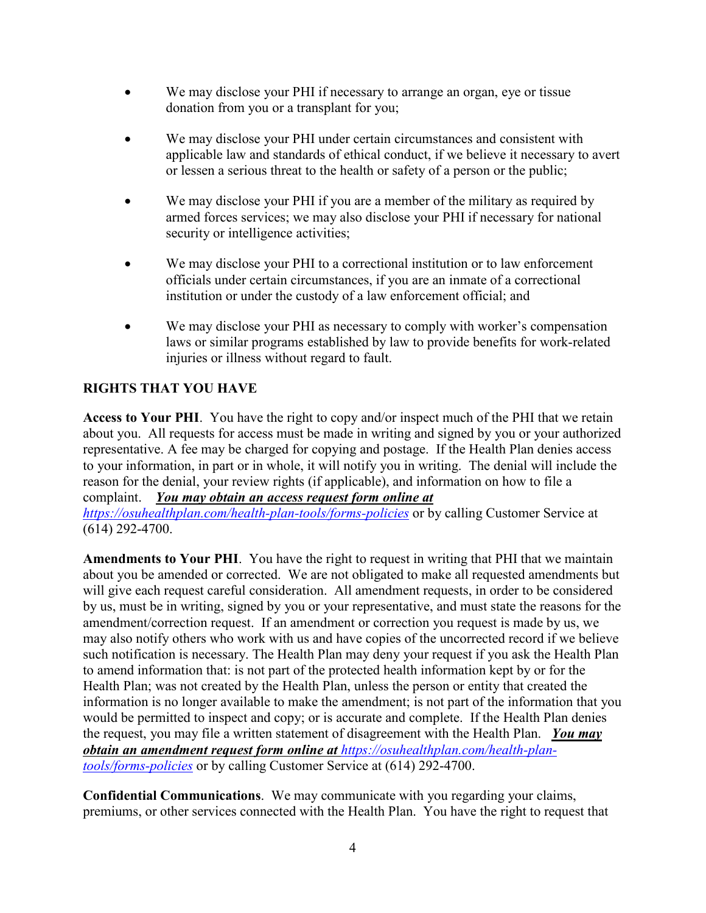- We may disclose your PHI if necessary to arrange an organ, eye or tissue donation from you or a transplant for you;
- We may disclose your PHI under certain circumstances and consistent with applicable law and standards of ethical conduct, if we believe it necessary to avert or lessen a serious threat to the health or safety of a person or the public;
- We may disclose your PHI if you are a member of the military as required by armed forces services; we may also disclose your PHI if necessary for national security or intelligence activities;
- We may disclose your PHI to a correctional institution or to law enforcement officials under certain circumstances, if you are an inmate of a correctional institution or under the custody of a law enforcement official; and
- We may disclose your PHI as necessary to comply with worker's compensation laws or similar programs established by law to provide benefits for work-related injuries or illness without regard to fault.

## RIGHTS THAT YOU HAVE

**Access to Your PHI**. You have the right to copy and/or inspect much of the PHI that we retain about you. All requests for access must be made in writing and signed by you or your authorized representative. A fee may be charged for copying and postage. If the Health Plan denies access to your information, in part or in whole, it will notify you in writing. The denial will include the reason for the denial, your review rights (if applicable), and information on how to file a complaint. ***You may obtain an access request form online at*** [https://osuhealthplan.com/health-plan-tools/forms-policies](https://osuhealthplan.com/health-plan-tools/forms-policies) or by calling Customer Service at (614) 292-4700.

**Amendments to Your PHI**. You have the right to request in writing that PHI that we maintain about you be amended or corrected. We are not obligated to make all requested amendments but will give each request careful consideration. All amendment requests, in order to be considered by us, must be in writing, signed by you or your representative, and must state the reasons for the amendment/correction request. If an amendment or correction you request is made by us, we may also notify others who work with us and have copies of the uncorrected record if we believe such notification is necessary. The Health Plan may deny your request if you ask the Health Plan to amend information that: is not part of the protected health information kept by or for the Health Plan; was not created by the Health Plan, unless the person or entity that created the information is no longer available to make the amendment; is not part of the information that you would be permitted to inspect and copy; or is accurate and complete. If the Health Plan denies the request, you may file a written statement of disagreement with the Health Plan. ***You may obtain an amendment request form online at*** [https://osuhealthplan.com/health-plan-tools/forms-policies](https://osuhealthplan.com/health-plan-tools/forms-policies) or by calling Customer Service at (614) 292-4700.

**Confidential Communications**. We may communicate with you regarding your claims, premiums, or other services connected with the Health Plan. You have the right to request that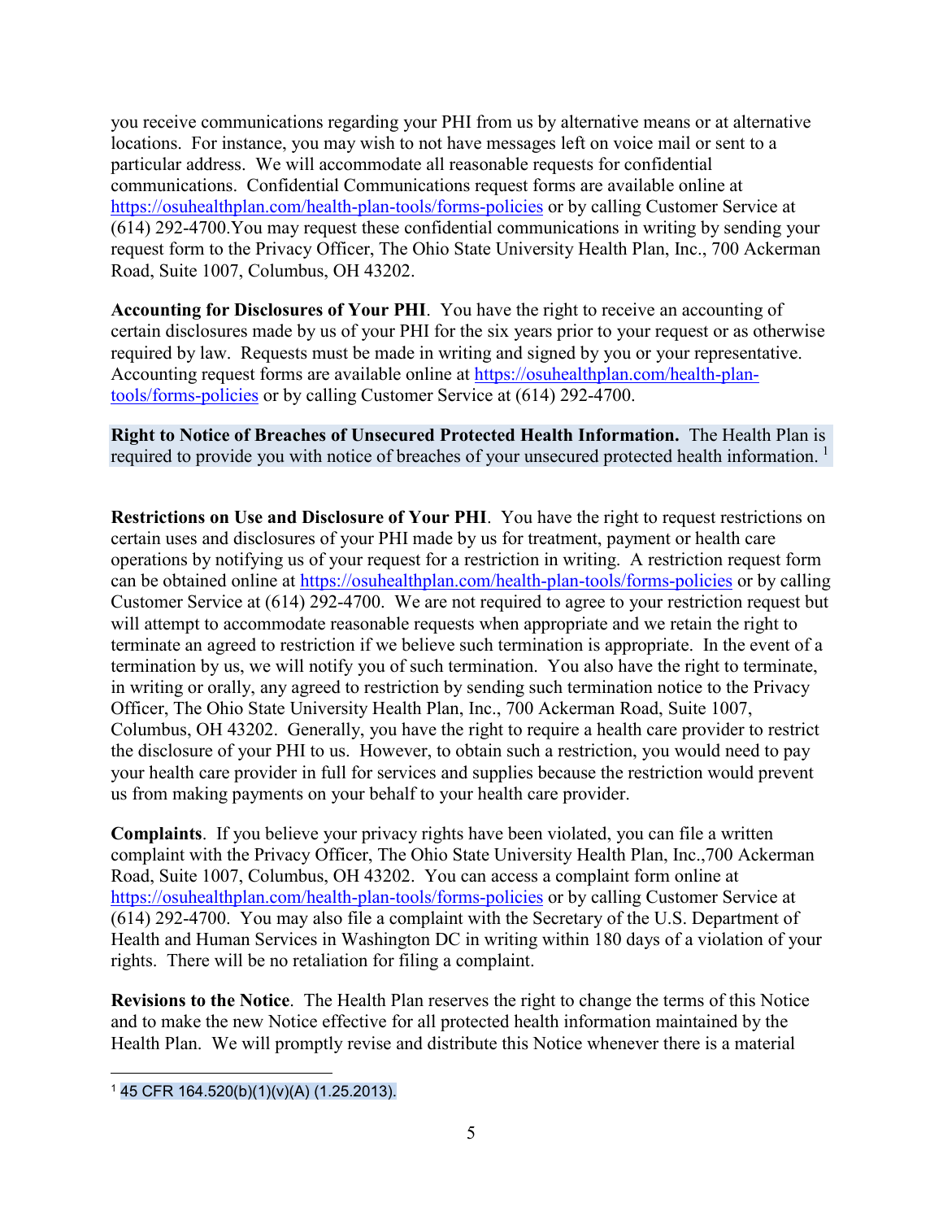you receive communications regarding your PHI from us by alternative means or at alternative locations. For instance, you may wish to not have messages left on voice mail or sent to a particular address. We will accommodate all reasonable requests for confidential communications. Confidential Communications request forms are available online at https://osuhealthplan.com/health-plan-tools/forms-policies or by calling Customer Service at (614) 292-4700.You may request these confidential communications in writing by sending your request form to the Privacy Officer, The Ohio State University Health Plan, Inc., 700 Ackerman Road, Suite 1007, Columbus, OH 43202.

**Accounting for Disclosures of Your PHI**. You have the right to receive an accounting of certain disclosures made by us of your PHI for the six years prior to your request or as otherwise required by law. Requests must be made in writing and signed by you or your representative. Accounting request forms are available online at https://osuhealthplan.com/health-plan-tools/forms-policies or by calling Customer Service at (614) 292-4700.

**Right to Notice of Breaches of Unsecured Protected Health Information.** The Health Plan is required to provide you with notice of breaches of your unsecured protected health information. [1]

**Restrictions on Use and Disclosure of Your PHI**. You have the right to request restrictions on certain uses and disclosures of your PHI made by us for treatment, payment or health care operations by notifying us of your request for a restriction in writing. A restriction request form can be obtained online at https://osuhealthplan.com/health-plan-tools/forms-policies or by calling Customer Service at (614) 292-4700. We are not required to agree to your restriction request but will attempt to accommodate reasonable requests when appropriate and we retain the right to terminate an agreed to restriction if we believe such termination is appropriate. In the event of a termination by us, we will notify you of such termination. You also have the right to terminate, in writing or orally, any agreed to restriction by sending such termination notice to the Privacy Officer, The Ohio State University Health Plan, Inc., 700 Ackerman Road, Suite 1007, Columbus, OH 43202. Generally, you have the right to require a health care provider to restrict the disclosure of your PHI to us. However, to obtain such a restriction, you would need to pay your health care provider in full for services and supplies because the restriction would prevent us from making payments on your behalf to your health care provider.

**Complaints**. If you believe your privacy rights have been violated, you can file a written complaint with the Privacy Officer, The Ohio State University Health Plan, Inc.,700 Ackerman Road, Suite 1007, Columbus, OH 43202. You can access a complaint form online at https://osuhealthplan.com/health-plan-tools/forms-policies or by calling Customer Service at (614) 292-4700. You may also file a complaint with the Secretary of the U.S. Department of Health and Human Services in Washington DC in writing within 180 days of a violation of your rights. There will be no retaliation for filing a complaint.

**Revisions to the Notice**. The Health Plan reserves the right to change the terms of this Notice and to make the new Notice effective for all protected health information maintained by the Health Plan. We will promptly revise and distribute this Notice whenever there is a material

---

[1] 45 CFR 164.520(b)(1)(v)(A) (1.25.2013).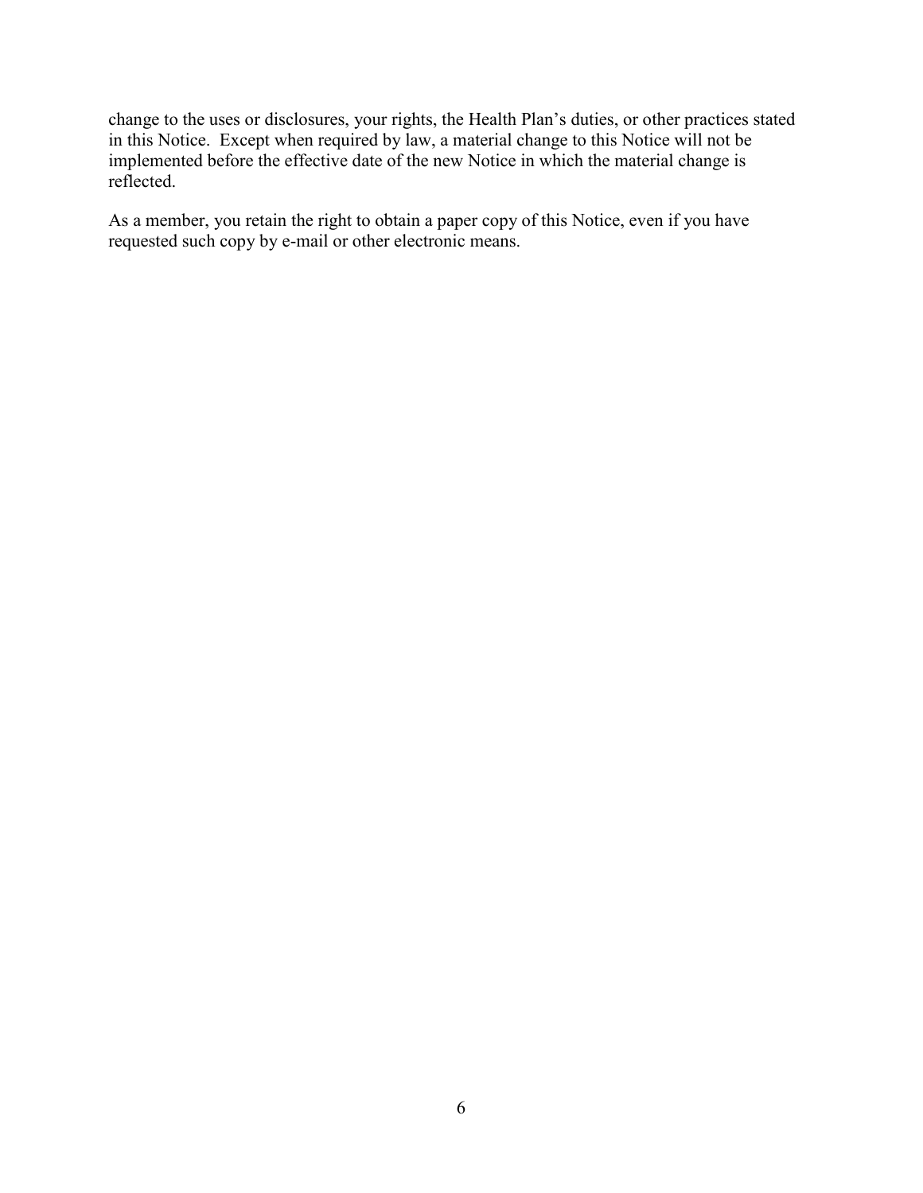change to the uses or disclosures, your rights, the Health Plan's duties, or other practices stated in this Notice. Except when required by law, a material change to this Notice will not be implemented before the effective date of the new Notice in which the material change is reflected.

As a member, you retain the right to obtain a paper copy of this Notice, even if you have requested such copy by e-mail or other electronic means.